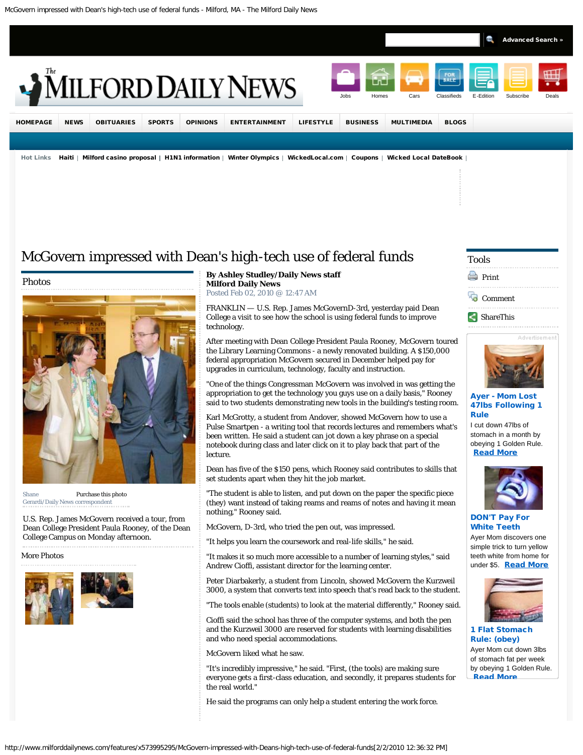# McGovern impressed with Dean's high-tech use of federal funds

**By Ashley Studley/Daily News staff**
**Milford Daily News**
Posted Feb 02, 2010 @ 12:47 AM

Shane Gerardi/Daily News correspondent

U.S. Rep. James McGovern received a tour, from Dean College President Paula Rooney, of the Dean College Campus on Monday afternoon.

FRANKLIN — U.S. Rep. James McGovernD-3rd, yesterday paid Dean College a visit to see how the school is using federal funds to improve technology.

After meeting with Dean College President Paula Rooney, McGovern toured the Library Learning Commons - a newly renovated building. A $150,000 federal appropriation McGovern secured in December helped pay for upgrades in curriculum, technology, faculty and instruction.

"One of the things Congressman McGovern was involved in was getting the appropriation to get the technology you guys use on a daily basis," Rooney said to two students demonstrating new tools in the building's testing room.

Karl McGrotty, a student from Andover, showed McGovern how to use a Pulse Smartpen - a writing tool that records lectures and remembers what's been written. He said a student can jot down a key phrase on a special notebook during class and later click on it to play back that part of the lecture.

Dean has five of the $150 pens, which Rooney said contributes to skills that set students apart when they hit the job market.

"The student is able to listen, and put down on the paper the specific piece (they) want instead of taking reams and reams of notes and having it mean nothing," Rooney said.

McGovern, D-3rd, who tried the pen out, was impressed.

"It helps you learn the coursework and real-life skills," he said.

"It makes it so much more accessible to a number of learning styles," said Andrew Cioffi, assistant director for the learning center.

Peter Diarbakerly, a student from Lincoln, showed McGovern the Kurzweil 3000, a system that converts text into speech that's read back to the student.

"The tools enable (students) to look at the material differently," Rooney said.

Cioffi said the school has three of the computer systems, and both the pen and the Kurzweil 3000 are reserved for students with learning disabilities and who need special accommodations.

McGovern liked what he saw.

"It's incredibly impressive," he said. "First, (the tools) are making sure everyone gets a first-class education, and secondly, it prepares students for the real world."

He said the programs can only help a student entering the work force.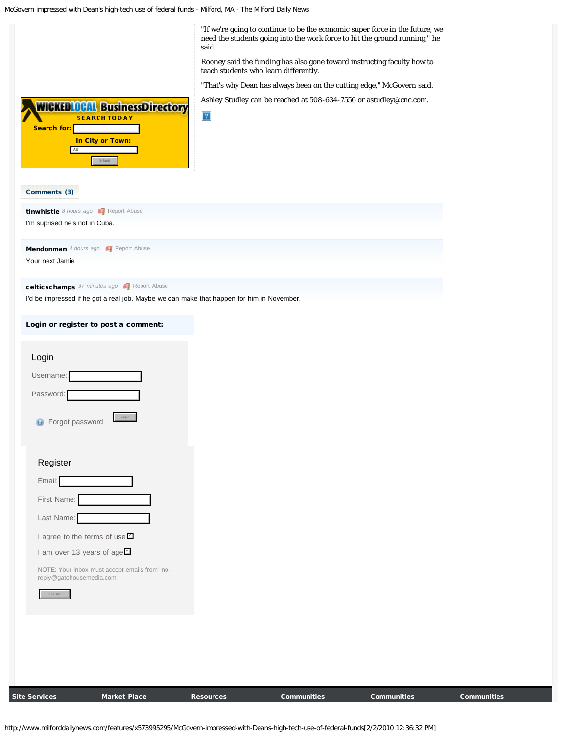"If we're going to continue to be the economic super force in the future, we need the students going into the work force to hit the ground running," he said.

Rooney said the funding has also gone toward instructing faculty how to teach students who learn differently.

"That's why Dean has always been on the cutting edge," McGovern said.

Ashley Studley can be reached at 508-634-7556 or astudley@cnc.com.

**WICKEDLOCAL BusinessDirectory**
SEARCH TODAY
Search for:
In City or Town:
All
Submit

**Comments (3)**

**tinwhistle** *8 hours ago* Report Abuse

I'm suprised he's not in Cuba.

**Mendonman** *4 hours ago* Report Abuse

Your next Jamie

**celticschamps** *37 minutes ago* Report Abuse

I'd be impressed if he got a real job. Maybe we can make that happen for him in November.

**Login or register to post a comment:**

Login

Username:

Password:

Forgot password

Login

Register

Email:

First Name:

Last Name:

I agree to the terms of use

I am over 13 years of age

NOTE: Your inbox must accept emails from "no-reply@gatehousemedia.com"

Register

**Site Services** | **Market Place** | **Resources** | **Communities** | **Communities** | **Communities**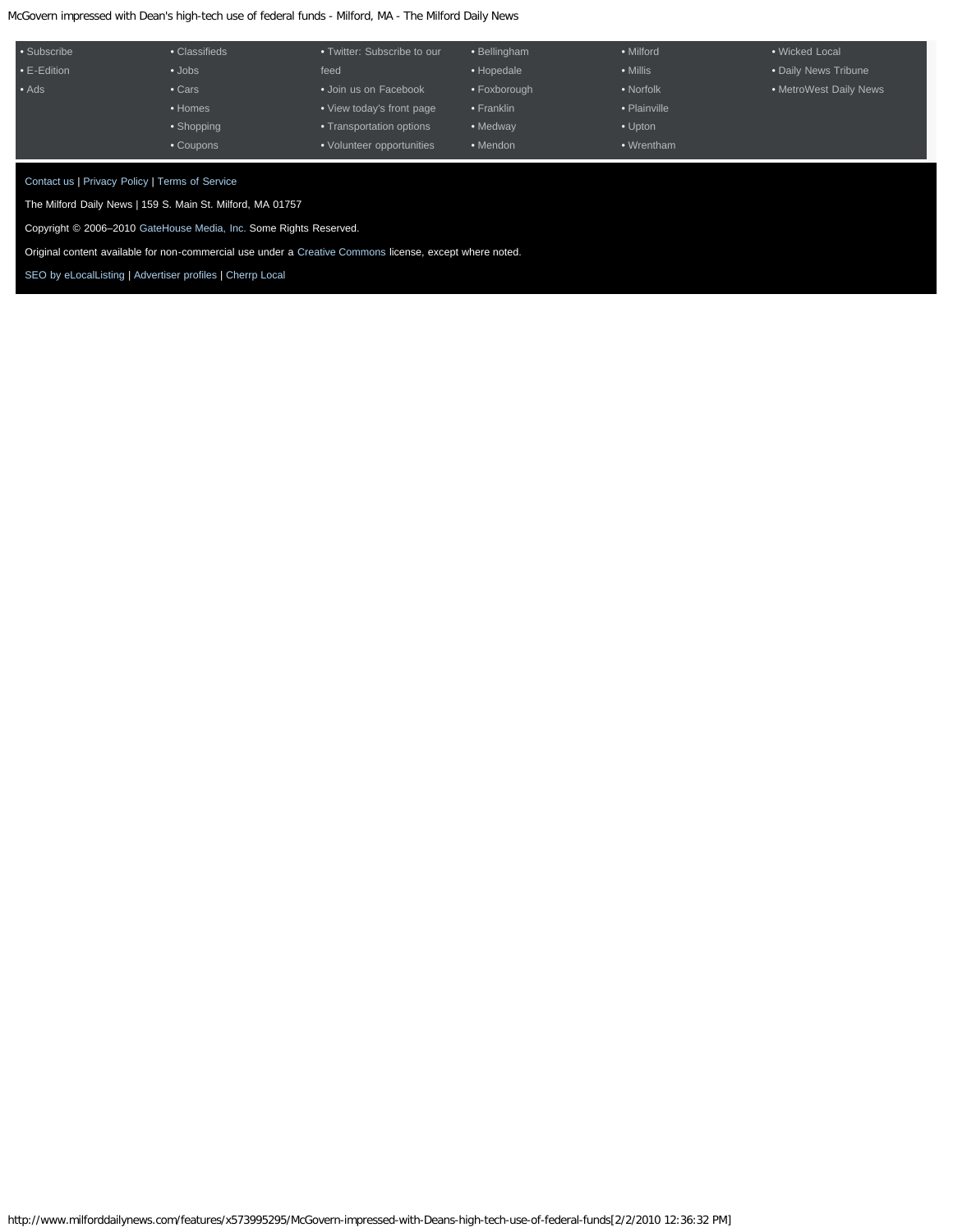• Subscribe
• E-Edition
• Ads

• Classifieds
• Jobs
• Cars
• Homes
• Shopping
• Coupons

• Twitter: Subscribe to our feed
• Join us on Facebook
• View today's front page
• Transportation options
• Volunteer opportunities

• Bellingham
• Hopedale
• Foxborough
• Franklin
• Medway
• Mendon

• Milford
• Millis
• Norfolk
• Plainville
• Upton
• Wrentham

• Wicked Local
• Daily News Tribune
• MetroWest Daily News

Contact us | Privacy Policy | Terms of Service

The Milford Daily News | 159 S. Main St. Milford, MA 01757

Copyright © 2006–2010 GateHouse Media, Inc. Some Rights Reserved.

Original content available for non-commercial use under a Creative Commons license, except where noted.

SEO by eLocalListing | Advertiser profiles | Cherrp Local